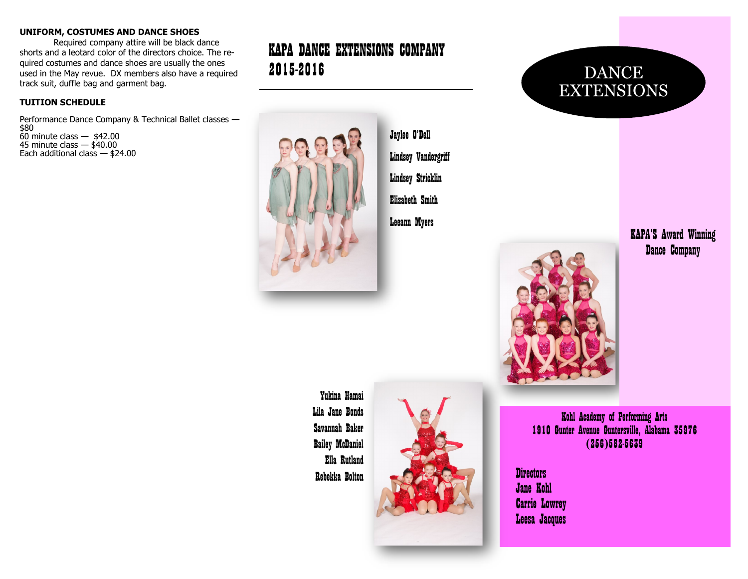**UNIFORM, COSTUMES AND DANCE SHOES**

Required company attire will be black dance shorts and a leotard color of the directors choice. The required costumes and dance shoes are usually the ones used in the May revue. DX members also have a required track suit, duffle bag and garment bag.

**TUITION SCHEDULE**

Performance Dance Company & Technical Ballet classes — $80
60 minute class — $42.00
45 minute class — $40.00
Each additional class — $24.00

# KAPA DANCE EXTENSIONS COMPANY 2015-2016

Jaylee O'Dell
Lindsey Vandergriff
Lindsey Stricklin
Elizabeth Smith
Leeann Myers

Yukina Hamai
Lila Jane Bonds
Savannah Baker
Bailey McDaniel
Ella Rutland
Rebekka Bolton

# DANCE EXTENSIONS

KAPA'S Award Winning Dance Company

Kohl Academy of Performing Arts
1910 Gunter Avenue Guntersville, Alabama 35976
(256)582-5639

**Directors**
Jane Kohl
Carrie Lowrey
Leesa Jacques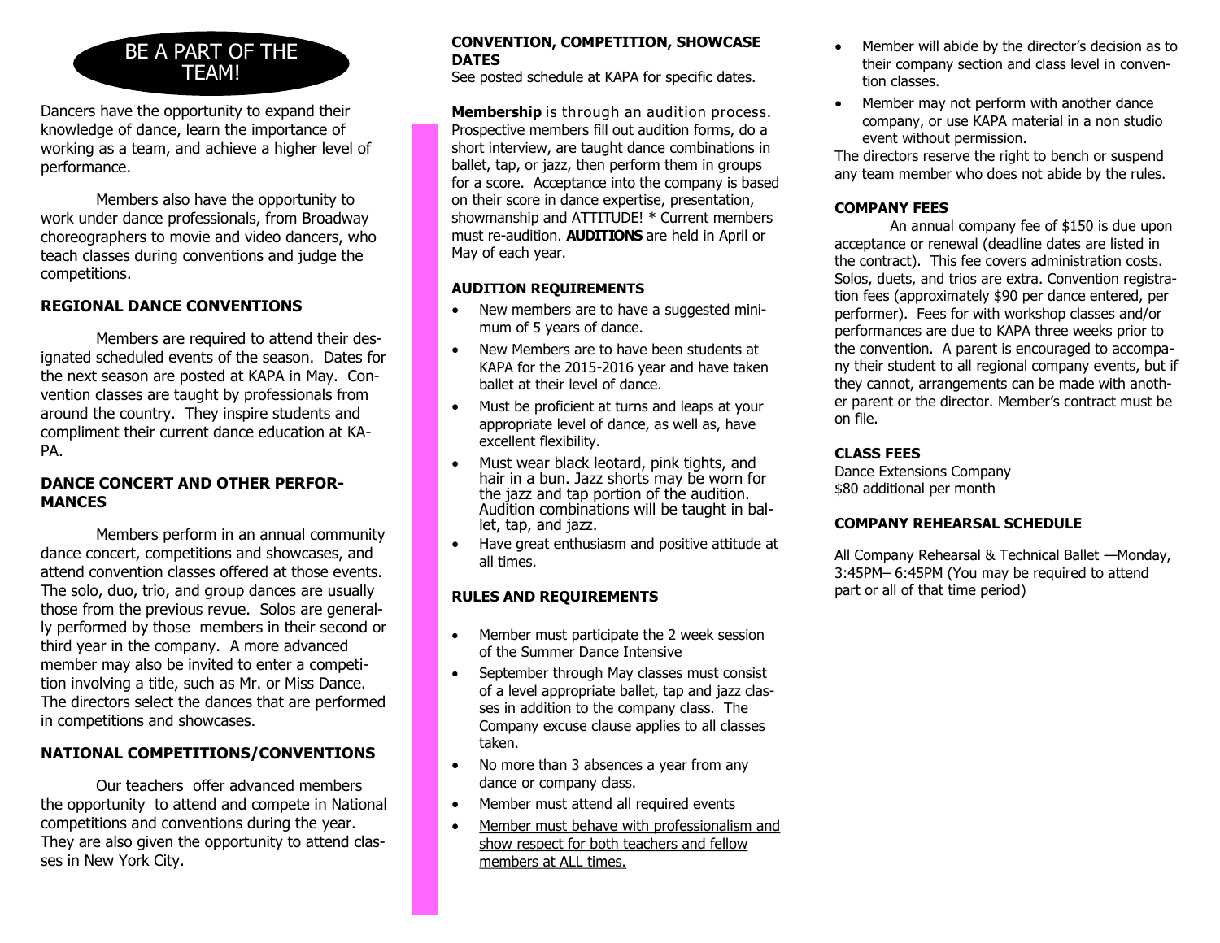## BE A PART OF THE TEAM!

Dancers have the opportunity to expand their knowledge of dance, learn the importance of working as a team, and achieve a higher level of performance.

Members also have the opportunity to work under dance professionals, from Broadway choreographers to movie and video dancers, who teach classes during conventions and judge the competitions.

### REGIONAL DANCE CONVENTIONS

Members are required to attend their designated scheduled events of the season. Dates for the next season are posted at KAPA in May. Convention classes are taught by professionals from around the country. They inspire students and compliment their current dance education at KAPA.

### DANCE CONCERT AND OTHER PERFORMANCES

Members perform in an annual community dance concert, competitions and showcases, and attend convention classes offered at those events. The solo, duo, trio, and group dances are usually those from the previous revue. Solos are generally performed by those members in their second or third year in the company. A more advanced member may also be invited to enter a competition involving a title, such as Mr. or Miss Dance. The directors select the dances that are performed in competitions and showcases.

### NATIONAL COMPETITIONS/CONVENTIONS

Our teachers offer advanced members the opportunity to attend and compete in National competitions and conventions during the year. They are also given the opportunity to attend classes in New York City.

### CONVENTION, COMPETITION, SHOWCASE DATES

See posted schedule at KAPA for specific dates.

**Membership** is through an audition process. Prospective members fill out audition forms, do a short interview, are taught dance combinations in ballet, tap, or jazz, then perform them in groups for a score. Acceptance into the company is based on their score in dance expertise, presentation, showmanship and ATTITUDE! * Current members must re-audition. **AUDITIONS** are held in April or May of each year.

### AUDITION REQUIREMENTS

- New members are to have a suggested minimum of 5 years of dance.
- New Members are to have been students at KAPA for the 2015-2016 year and have taken ballet at their level of dance.
- Must be proficient at turns and leaps at your appropriate level of dance, as well as, have excellent flexibility.
- Must wear black leotard, pink tights, and hair in a bun. Jazz shorts may be worn for the jazz and tap portion of the audition. Audition combinations will be taught in ballet, tap, and jazz.
- Have great enthusiasm and positive attitude at all times.

### RULES AND REQUIREMENTS

- Member must participate the 2 week session of the Summer Dance Intensive
- September through May classes must consist of a level appropriate ballet, tap and jazz classes in addition to the company class. The Company excuse clause applies to all classes taken.
- No more than 3 absences a year from any dance or company class.
- Member must attend all required events
- <u>Member must behave with professionalism and show respect for both teachers and fellow members at ALL times.</u>
- Member will abide by the director's decision as to their company section and class level in convention classes.
- Member may not perform with another dance company, or use KAPA material in a non studio event without permission.

The directors reserve the right to bench or suspend any team member who does not abide by the rules.

### COMPANY FEES

An annual company fee of $150 is due upon acceptance or renewal (deadline dates are listed in the contract). This fee covers administration costs. Solos, duets, and trios are extra. Convention registration fees (approximately $90 per dance entered, per performer). Fees for with workshop classes and/or performances are due to KAPA three weeks prior to the convention. A parent is encouraged to accompany their student to all regional company events, but if they cannot, arrangements can be made with another parent or the director. Member's contract must be on file.

### CLASS FEES

Dance Extensions Company
$80 additional per month

### COMPANY REHEARSAL SCHEDULE

All Company Rehearsal & Technical Ballet —Monday, 3:45PM– 6:45PM (You may be required to attend part or all of that time period)